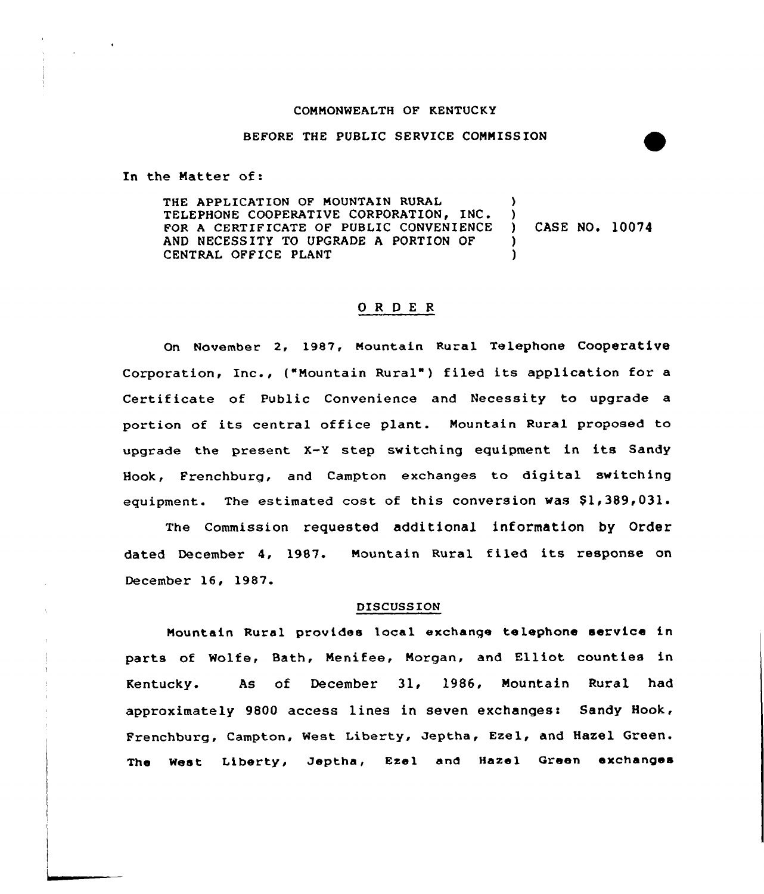COMMONWEALTH OF KENTUCKY

BEFORE THE PUBLIC SERVICE COMMISSION

In the Matter of:

| | | |
|---|---|---|
| THE APPLICATION OF MOUNTAIN RURAL TELEPHONE COOPERATIVE CORPORATION, INC. FOR A CERTIFICATE OF PUBLIC CONVENIENCE AND NECESSITY TO UPGRADE A PORTION OF CENTRAL OFFICE PLANT | ) | CASE NO. 10074 |

## ORDER

On November 2, 1987, Mountain Rural Telephone Cooperative Corporation, Inc., ("Mountain Rural") filed its application for a Certificate of Public Convenience and Necessity to upgrade a portion of its central office plant. Mountain Rural proposed to upgrade the present X-Y step switching equipment in its Sandy Hook, Frenchburg, and Campton exchanges to digital switching equipment. The estimated cost of this conversion was $1,389,031.

The Commission requested additional information by Order dated December 4, 1987. Mountain Rural filed its response on December 16, 1987.

### DISCUSSION

Mountain Rural provides local exchange telephone service in parts of Wolfe, Bath, Menifee, Morgan, and Elliot counties in Kentucky. As of December 31, 1986, Mountain Rural had approximately 9800 access lines in seven exchanges: Sandy Hook, Frenchburg, Campton, West Liberty, Jeptha, Ezel, and Hazel Green. The West Liberty, Jeptha, Ezel and Hazel Green exchanges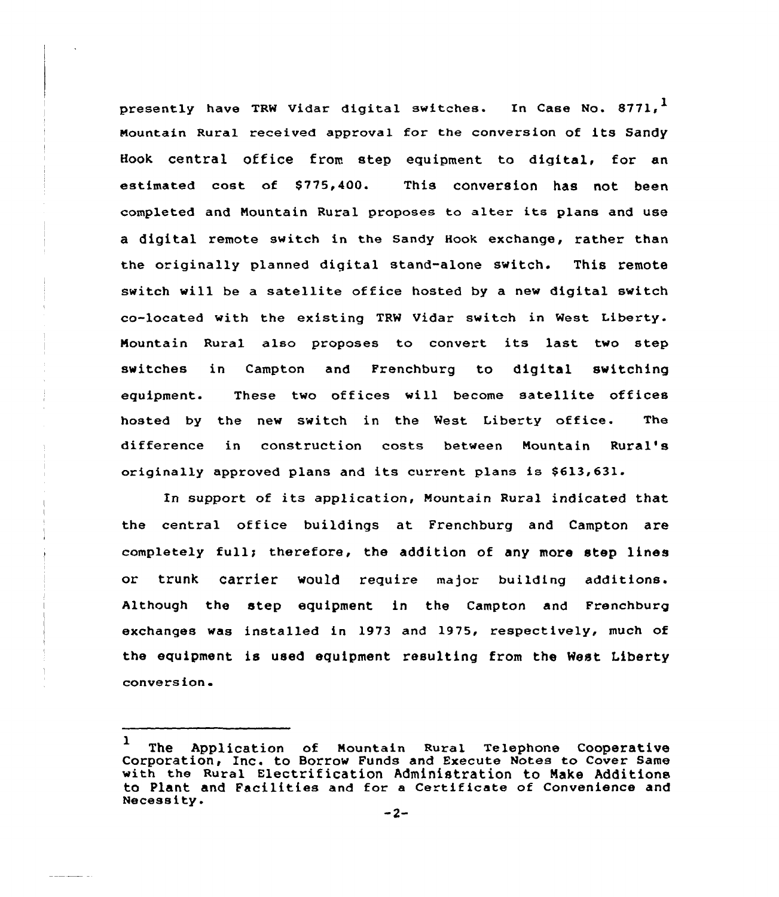presently have TRW Vidar digital switches. In Case No. 8771,[1] Mountain Rural received approval for the conversion of its Sandy Hook central office from step equipment to digital, for an estimated cost of $775,400. This conversion has not been completed and Mountain Rural proposes to alter its plans and use a digital remote switch in the Sandy Hook exchange, rather than the originally planned digital stand-alone switch. This remote switch will be a satellite office hosted by a new digital switch co-located with the existing TRW Vidar switch in West Liberty. Mountain Rural also proposes to convert its last two step switches in Campton and Frenchburg to digital switching equipment. These two offices will become satellite offices hosted by the new switch in the West Liberty office. The difference in construction costs between Mountain Rural's originally approved plans and its current plans is $613,631.

In support of its application, Mountain Rural indicated that the central office buildings at Frenchburg and Campton are completely full; therefore, the addition of any more step lines or trunk carrier would require major building additions. Although the step equipment in the Campton and Frenchburg exchanges was installed in 1973 and 1975, respectively, much of the equipment is used equipment resulting from the West Liberty conversion.

---

[1] The Application of Mountain Rural Telephone Cooperative Corporation, Inc. to Borrow Funds and Execute Notes to Cover Same with the Rural Electrification Administration to Make Additions to Plant and Facilities and for a Certificate of Convenience and Necessity.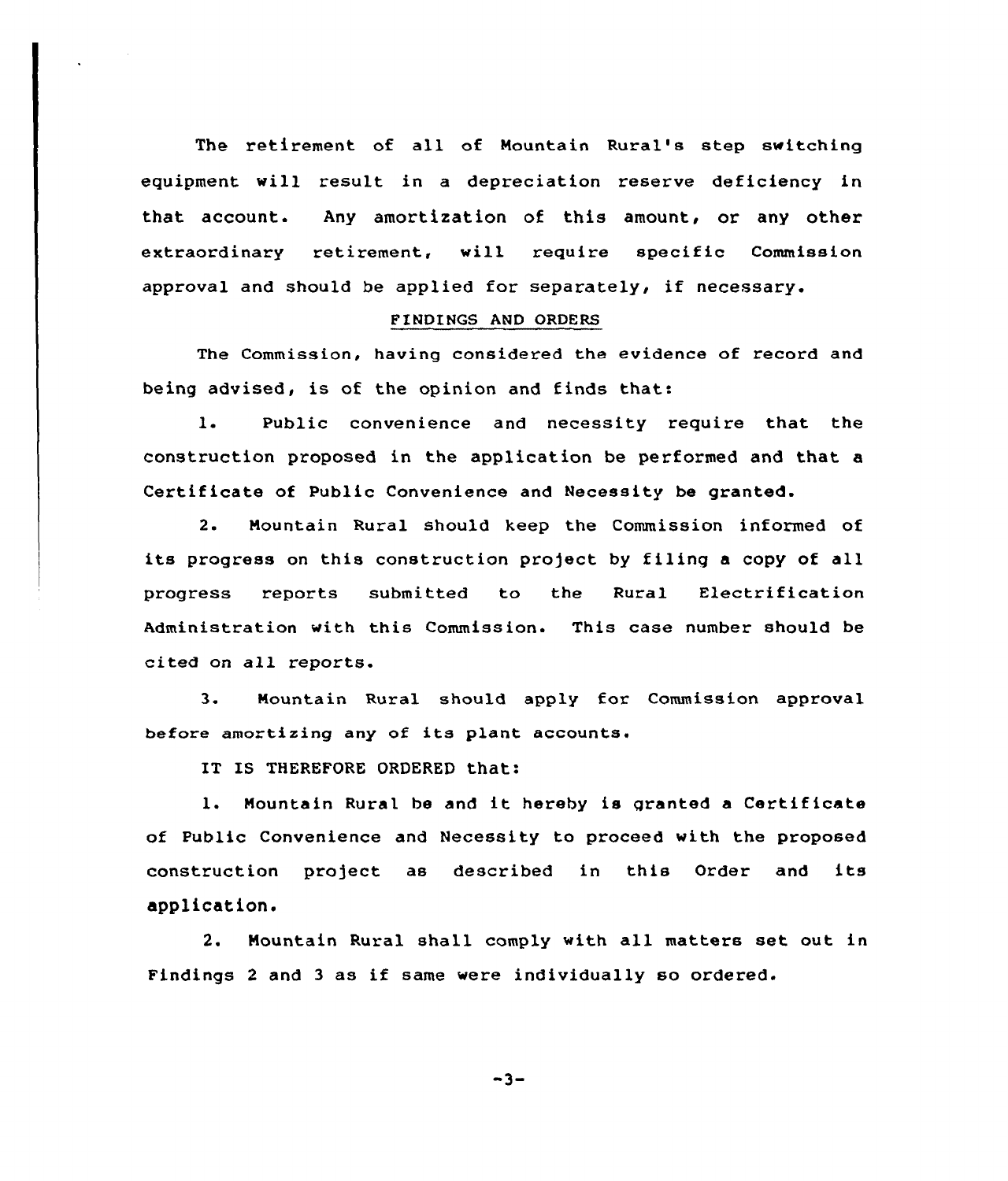The retirement of all of Mountain Rural's step switching equipment will result in a depreciation reserve deficiency in that account. Any amortization of this amount, or any other extraordinary retirement, will require specific Commission approval and should be applied for separately, if necessary.

## FINDINGS AND ORDERS

The Commission, having considered the evidence of record and being advised, is of the opinion and finds that:

1. Public convenience and necessity require that the construction proposed in the application be performed and that a Certificate of Public Convenience and Necessity be granted.

2. Mountain Rural should keep the Commission informed of its progress on this construction project by filing a copy of all progress reports submitted to the Rural Electrification Administration with this Commission. This case number should be cited on all reports.

3. Mountain Rural should apply for Commission approval before amortizing any of its plant accounts.

IT IS THEREFORE ORDERED that:

1. Mountain Rural be and it hereby is granted a Certificate of Public Convenience and Necessity to proceed with the proposed construction project as described in this Order and its application.

2. Mountain Rural shall comply with all matters set out in Findings 2 and 3 as if same were individually so ordered.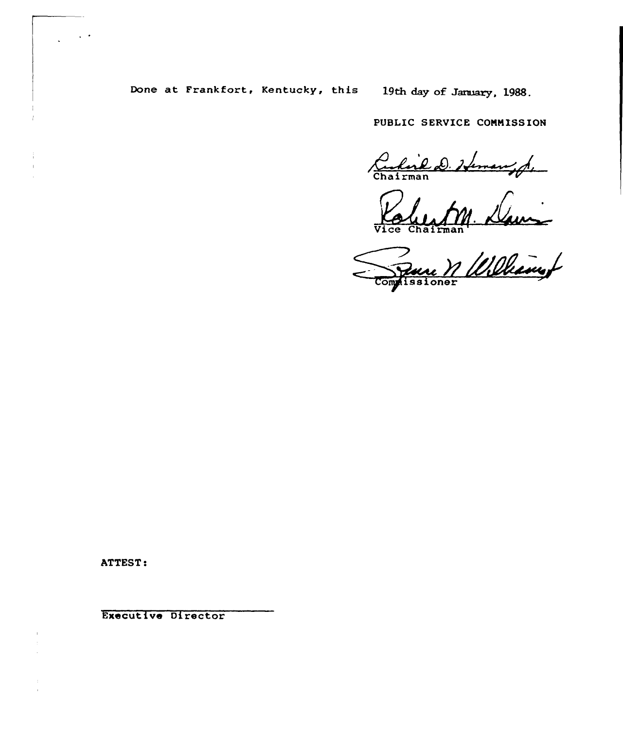Done at Frankfort, Kentucky, this 19th day of January, 1988.

PUBLIC SERVICE COMMISSION

Chairman

Vice Chairman

Commissioner

ATTEST:

Executive Director